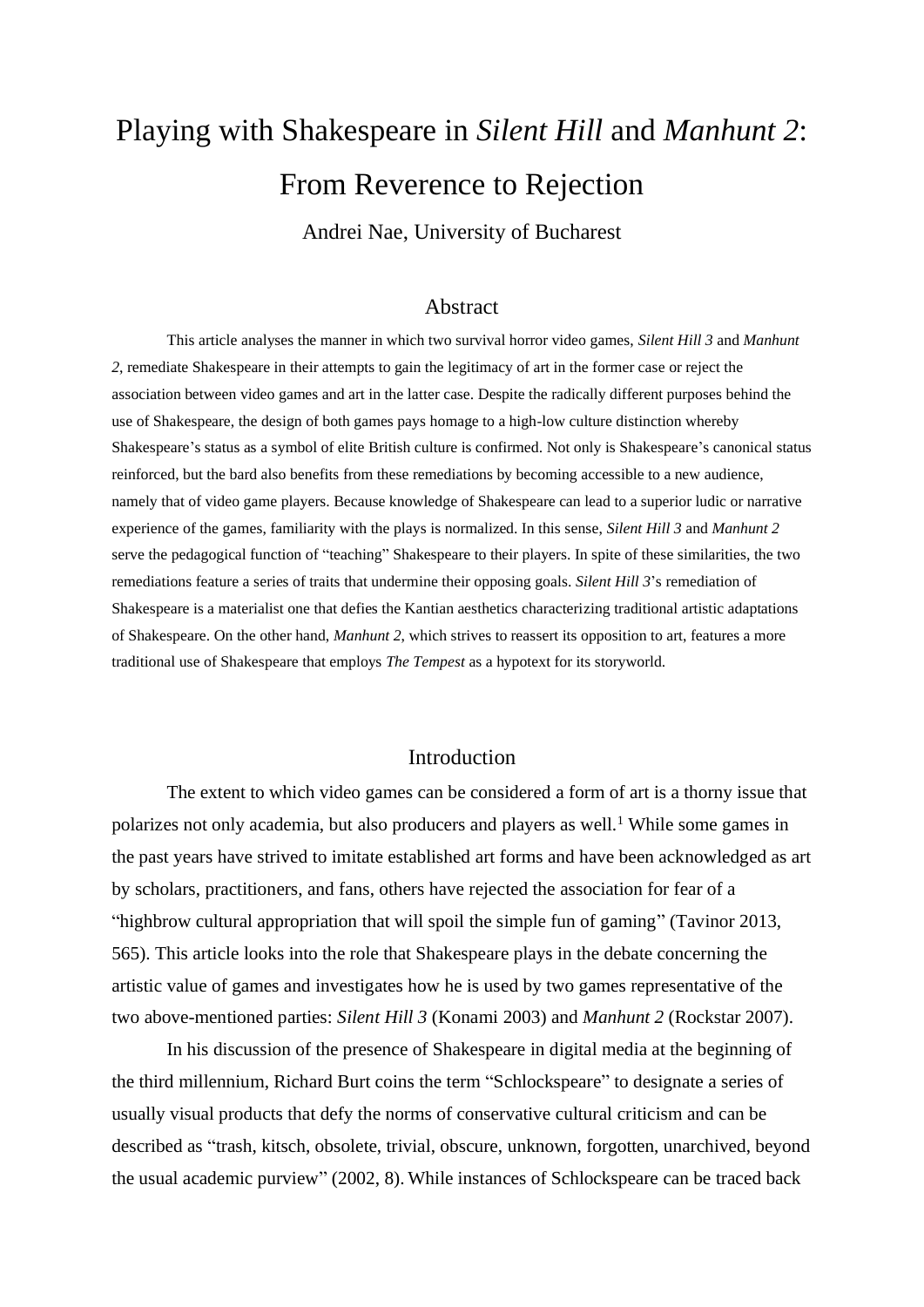# Playing with Shakespeare in *Silent Hill* and *Manhunt 2*: From Reverence to Rejection

Andrei Nae, University of Bucharest

## Abstract

This article analyses the manner in which two survival horror video games, *Silent Hill 3* and *Manhunt 2,* remediate Shakespeare in their attempts to gain the legitimacy of art in the former case or reject the association between video games and art in the latter case. Despite the radically different purposes behind the use of Shakespeare, the design of both games pays homage to a high-low culture distinction whereby Shakespeare's status as a symbol of elite British culture is confirmed. Not only is Shakespeare's canonical status reinforced, but the bard also benefits from these remediations by becoming accessible to a new audience, namely that of video game players. Because knowledge of Shakespeare can lead to a superior ludic or narrative experience of the games, familiarity with the plays is normalized. In this sense, *Silent Hill 3* and *Manhunt 2* serve the pedagogical function of "teaching" Shakespeare to their players. In spite of these similarities, the two remediations feature a series of traits that undermine their opposing goals. *Silent Hill 3*'s remediation of Shakespeare is a materialist one that defies the Kantian aesthetics characterizing traditional artistic adaptations of Shakespeare. On the other hand, *Manhunt 2,* which strives to reassert its opposition to art, features a more traditional use of Shakespeare that employs *The Tempest* as a hypotext for its storyworld.

## Introduction

The extent to which video games can be considered a form of art is a thorny issue that polarizes not only academia, but also producers and players as well.[1] While some games in the past years have strived to imitate established art forms and have been acknowledged as art by scholars, practitioners, and fans, others have rejected the association for fear of a "highbrow cultural appropriation that will spoil the simple fun of gaming" (Tavinor 2013, 565). This article looks into the role that Shakespeare plays in the debate concerning the artistic value of games and investigates how he is used by two games representative of the two above-mentioned parties: *Silent Hill 3* (Konami 2003) and *Manhunt 2* (Rockstar 2007).

In his discussion of the presence of Shakespeare in digital media at the beginning of the third millennium, Richard Burt coins the term "Schlockspeare" to designate a series of usually visual products that defy the norms of conservative cultural criticism and can be described as "trash, kitsch, obsolete, trivial, obscure, unknown, forgotten, unarchived, beyond the usual academic purview" (2002, 8). While instances of Schlockspeare can be traced back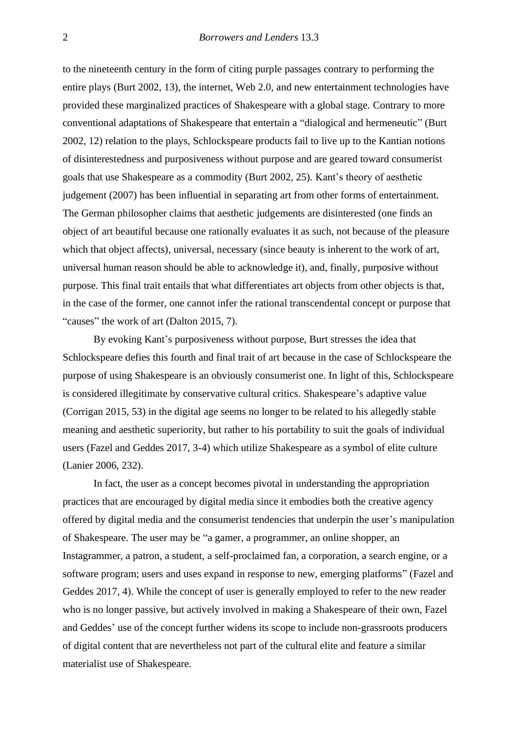to the nineteenth century in the form of citing purple passages contrary to performing the entire plays (Burt 2002, 13), the internet, Web 2.0, and new entertainment technologies have provided these marginalized practices of Shakespeare with a global stage. Contrary to more conventional adaptations of Shakespeare that entertain a "dialogical and hermeneutic" (Burt 2002, 12) relation to the plays, Schlockspeare products fail to live up to the Kantian notions of disinterestedness and purposiveness without purpose and are geared toward consumerist goals that use Shakespeare as a commodity (Burt 2002, 25). Kant's theory of aesthetic judgement (2007) has been influential in separating art from other forms of entertainment. The German philosopher claims that aesthetic judgements are disinterested (one finds an object of art beautiful because one rationally evaluates it as such, not because of the pleasure which that object affects), universal, necessary (since beauty is inherent to the work of art, universal human reason should be able to acknowledge it), and, finally, purposive without purpose. This final trait entails that what differentiates art objects from other objects is that, in the case of the former, one cannot infer the rational transcendental concept or purpose that "causes" the work of art (Dalton 2015, 7).

By evoking Kant's purposiveness without purpose, Burt stresses the idea that Schlockspeare defies this fourth and final trait of art because in the case of Schlockspeare the purpose of using Shakespeare is an obviously consumerist one. In light of this, Schlockspeare is considered illegitimate by conservative cultural critics. Shakespeare's adaptive value (Corrigan 2015, 53) in the digital age seems no longer to be related to his allegedly stable meaning and aesthetic superiority, but rather to his portability to suit the goals of individual users (Fazel and Geddes 2017, 3-4) which utilize Shakespeare as a symbol of elite culture (Lanier 2006, 232).

In fact, the user as a concept becomes pivotal in understanding the appropriation practices that are encouraged by digital media since it embodies both the creative agency offered by digital media and the consumerist tendencies that underpin the user's manipulation of Shakespeare. The user may be "a gamer, a programmer, an online shopper, an Instagrammer, a patron, a student, a self-proclaimed fan, a corporation, a search engine, or a software program; users and uses expand in response to new, emerging platforms" (Fazel and Geddes 2017, 4). While the concept of user is generally employed to refer to the new reader who is no longer passive, but actively involved in making a Shakespeare of their own, Fazel and Geddes' use of the concept further widens its scope to include non-grassroots producers of digital content that are nevertheless not part of the cultural elite and feature a similar materialist use of Shakespeare.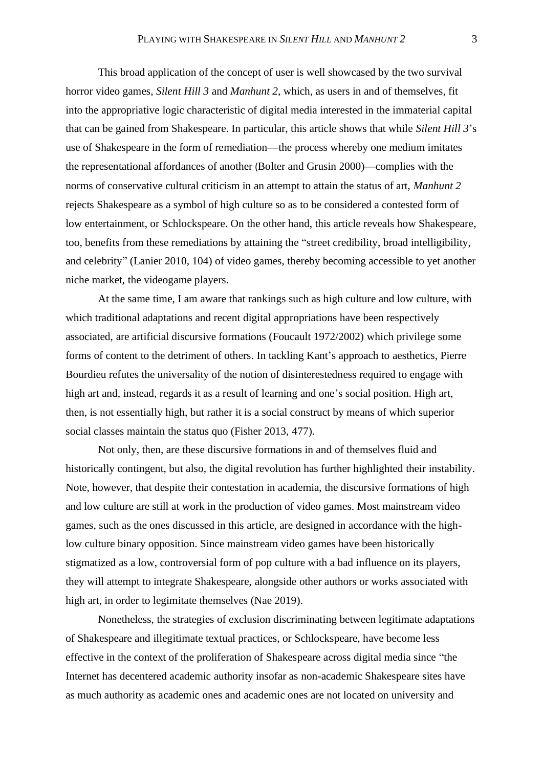This broad application of the concept of user is well showcased by the two survival horror video games, *Silent Hill 3* and *Manhunt 2*, which, as users in and of themselves, fit into the appropriative logic characteristic of digital media interested in the immaterial capital that can be gained from Shakespeare. In particular, this article shows that while *Silent Hill 3*'s use of Shakespeare in the form of remediation—the process whereby one medium imitates the representational affordances of another (Bolter and Grusin 2000)—complies with the norms of conservative cultural criticism in an attempt to attain the status of art, *Manhunt 2* rejects Shakespeare as a symbol of high culture so as to be considered a contested form of low entertainment, or Schlockspeare. On the other hand, this article reveals how Shakespeare, too, benefits from these remediations by attaining the "street credibility, broad intelligibility, and celebrity" (Lanier 2010, 104) of video games, thereby becoming accessible to yet another niche market, the videogame players.

At the same time, I am aware that rankings such as high culture and low culture, with which traditional adaptations and recent digital appropriations have been respectively associated, are artificial discursive formations (Foucault 1972/2002) which privilege some forms of content to the detriment of others. In tackling Kant's approach to aesthetics, Pierre Bourdieu refutes the universality of the notion of disinterestedness required to engage with high art and, instead, regards it as a result of learning and one's social position. High art, then, is not essentially high, but rather it is a social construct by means of which superior social classes maintain the status quo (Fisher 2013, 477).

Not only, then, are these discursive formations in and of themselves fluid and historically contingent, but also, the digital revolution has further highlighted their instability. Note, however, that despite their contestation in academia, the discursive formations of high and low culture are still at work in the production of video games. Most mainstream video games, such as the ones discussed in this article, are designed in accordance with the high-low culture binary opposition. Since mainstream video games have been historically stigmatized as a low, controversial form of pop culture with a bad influence on its players, they will attempt to integrate Shakespeare, alongside other authors or works associated with high art, in order to legitimate themselves (Nae 2019).

Nonetheless, the strategies of exclusion discriminating between legitimate adaptations of Shakespeare and illegitimate textual practices, or Schlockspeare, have become less effective in the context of the proliferation of Shakespeare across digital media since "the Internet has decentered academic authority insofar as non-academic Shakespeare sites have as much authority as academic ones and academic ones are not located on university and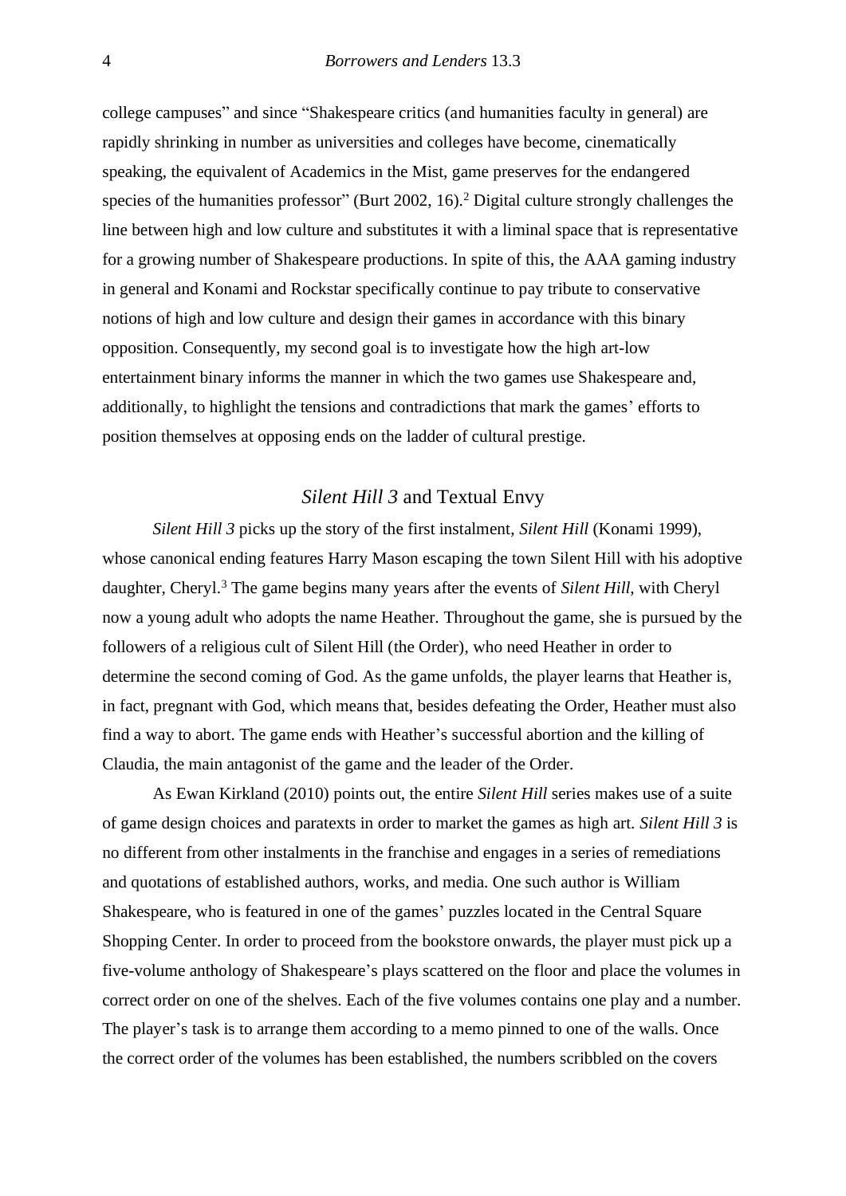college campuses" and since "Shakespeare critics (and humanities faculty in general) are rapidly shrinking in number as universities and colleges have become, cinematically speaking, the equivalent of Academics in the Mist, game preserves for the endangered species of the humanities professor" (Burt 2002, 16).[2] Digital culture strongly challenges the line between high and low culture and substitutes it with a liminal space that is representative for a growing number of Shakespeare productions. In spite of this, the AAA gaming industry in general and Konami and Rockstar specifically continue to pay tribute to conservative notions of high and low culture and design their games in accordance with this binary opposition. Consequently, my second goal is to investigate how the high art-low entertainment binary informs the manner in which the two games use Shakespeare and, additionally, to highlight the tensions and contradictions that mark the games' efforts to position themselves at opposing ends on the ladder of cultural prestige.

## *Silent Hill 3* and Textual Envy

*Silent Hill 3* picks up the story of the first instalment, *Silent Hill* (Konami 1999), whose canonical ending features Harry Mason escaping the town Silent Hill with his adoptive daughter, Cheryl.[3] The game begins many years after the events of *Silent Hill*, with Cheryl now a young adult who adopts the name Heather. Throughout the game, she is pursued by the followers of a religious cult of Silent Hill (the Order), who need Heather in order to determine the second coming of God. As the game unfolds, the player learns that Heather is, in fact, pregnant with God, which means that, besides defeating the Order, Heather must also find a way to abort. The game ends with Heather's successful abortion and the killing of Claudia, the main antagonist of the game and the leader of the Order.

As Ewan Kirkland (2010) points out, the entire *Silent Hill* series makes use of a suite of game design choices and paratexts in order to market the games as high art. *Silent Hill 3* is no different from other instalments in the franchise and engages in a series of remediations and quotations of established authors, works, and media. One such author is William Shakespeare, who is featured in one of the games' puzzles located in the Central Square Shopping Center. In order to proceed from the bookstore onwards, the player must pick up a five-volume anthology of Shakespeare's plays scattered on the floor and place the volumes in correct order on one of the shelves. Each of the five volumes contains one play and a number. The player's task is to arrange them according to a memo pinned to one of the walls. Once the correct order of the volumes has been established, the numbers scribbled on the covers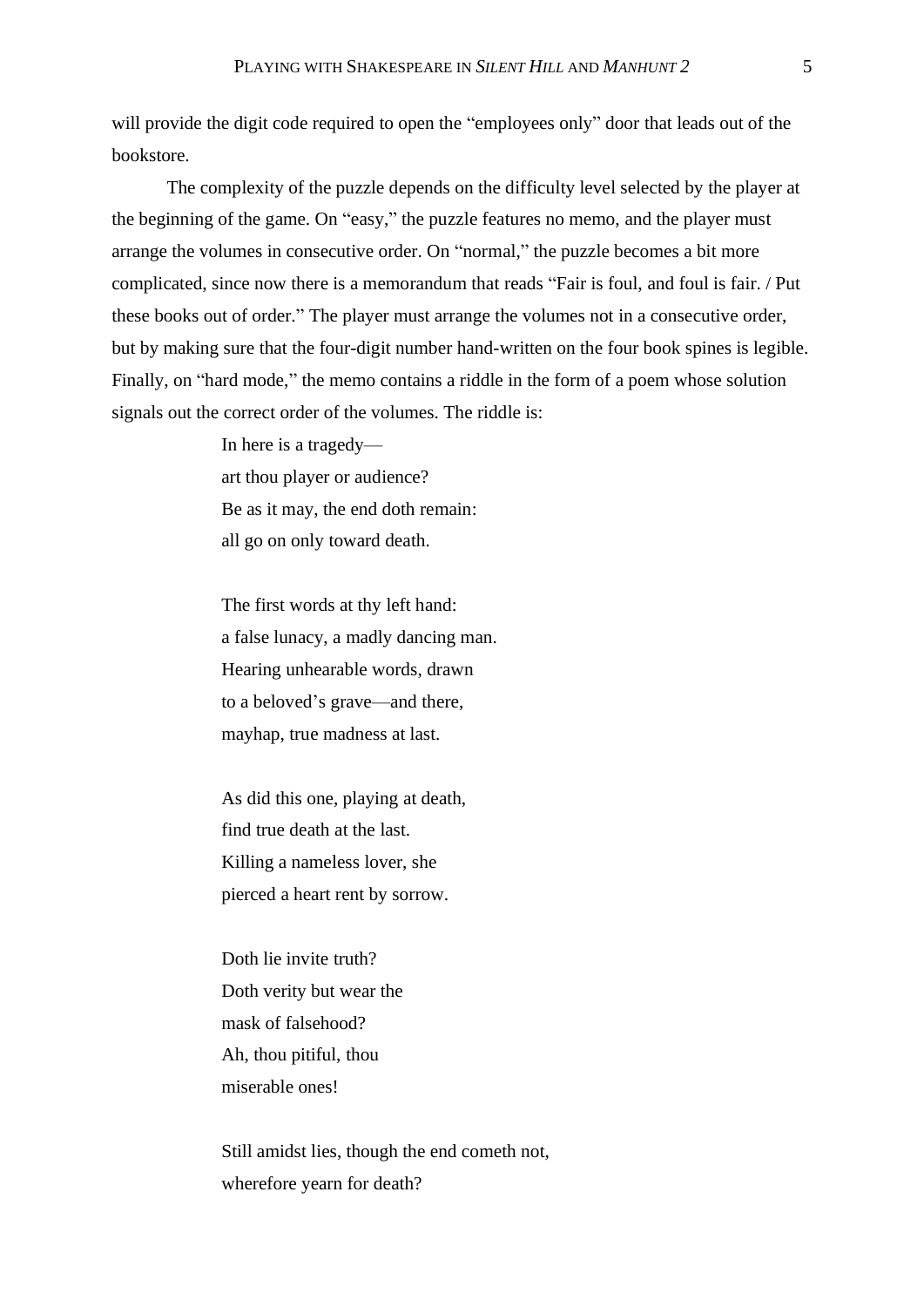will provide the digit code required to open the "employees only" door that leads out of the bookstore.

The complexity of the puzzle depends on the difficulty level selected by the player at the beginning of the game. On "easy," the puzzle features no memo, and the player must arrange the volumes in consecutive order. On "normal," the puzzle becomes a bit more complicated, since now there is a memorandum that reads "Fair is foul, and foul is fair. / Put these books out of order." The player must arrange the volumes not in a consecutive order, but by making sure that the four-digit number hand-written on the four book spines is legible. Finally, on "hard mode," the memo contains a riddle in the form of a poem whose solution signals out the correct order of the volumes. The riddle is:

> In here is a tragedy—
> art thou player or audience?
> Be as it may, the end doth remain:
> all go on only toward death.
>
> The first words at thy left hand:
> a false lunacy, a madly dancing man.
> Hearing unhearable words, drawn
> to a beloved's grave—and there,
> mayhap, true madness at last.
>
> As did this one, playing at death,
> find true death at the last.
> Killing a nameless lover, she
> pierced a heart rent by sorrow.
>
> Doth lie invite truth?
> Doth verity but wear the
> mask of falsehood?
> Ah, thou pitiful, thou
> miserable ones!
>
> Still amidst lies, though the end cometh not,
> wherefore yearn for death?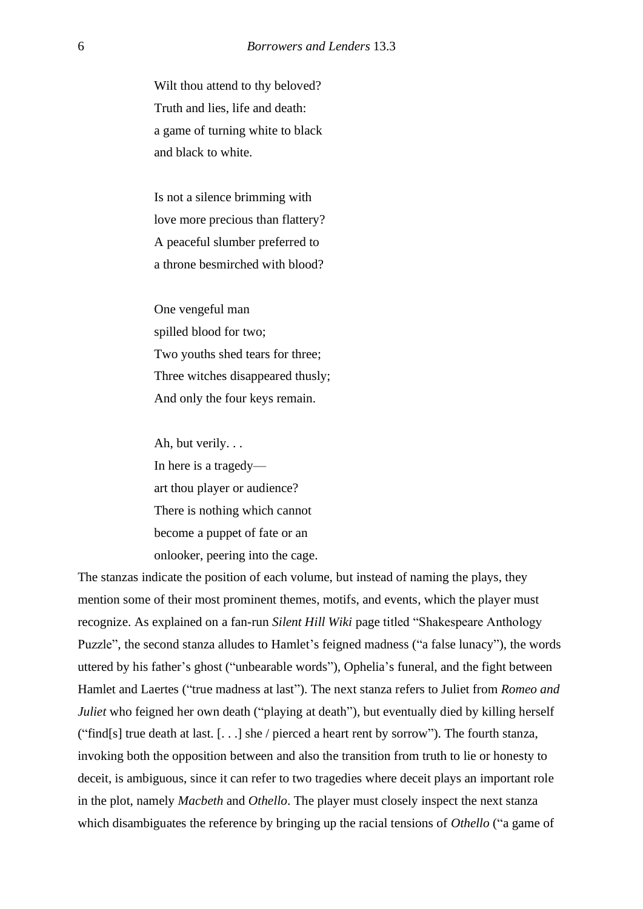Wilt thou attend to thy beloved?  
Truth and lies, life and death:  
a game of turning white to black  
and black to white.

Is not a silence brimming with  
love more precious than flattery?  
A peaceful slumber preferred to  
a throne besmirched with blood?

One vengeful man  
spilled blood for two;  
Two youths shed tears for three;  
Three witches disappeared thusly;  
And only the four keys remain.

Ah, but verily. . .  
In here is a tragedy—  
art thou player or audience?  
There is nothing which cannot  
become a puppet of fate or an  
onlooker, peering into the cage.

The stanzas indicate the position of each volume, but instead of naming the plays, they mention some of their most prominent themes, motifs, and events, which the player must recognize. As explained on a fan-run *Silent Hill Wiki* page titled "Shakespeare Anthology Puzzle", the second stanza alludes to Hamlet's feigned madness ("a false lunacy"), the words uttered by his father's ghost ("unbearable words"), Ophelia's funeral, and the fight between Hamlet and Laertes ("true madness at last"). The next stanza refers to Juliet from *Romeo and Juliet* who feigned her own death ("playing at death"), but eventually died by killing herself ("find[s] true death at last. [. . .] she / pierced a heart rent by sorrow"). The fourth stanza, invoking both the opposition between and also the transition from truth to lie or honesty to deceit, is ambiguous, since it can refer to two tragedies where deceit plays an important role in the plot, namely *Macbeth* and *Othello*. The player must closely inspect the next stanza which disambiguates the reference by bringing up the racial tensions of *Othello* ("a game of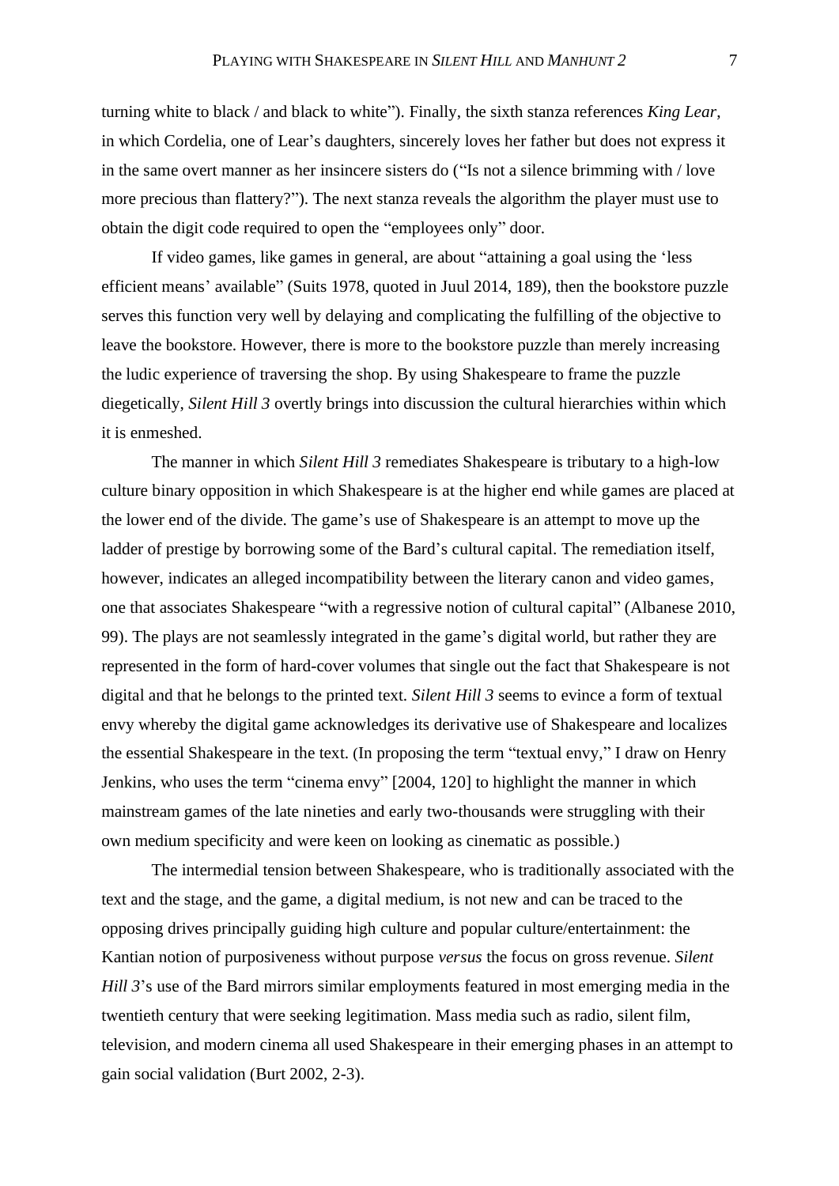turning white to black / and black to white"). Finally, the sixth stanza references *King Lear*, in which Cordelia, one of Lear's daughters, sincerely loves her father but does not express it in the same overt manner as her insincere sisters do ("Is not a silence brimming with / love more precious than flattery?"). The next stanza reveals the algorithm the player must use to obtain the digit code required to open the "employees only" door.

If video games, like games in general, are about "attaining a goal using the 'less efficient means' available" (Suits 1978, quoted in Juul 2014, 189), then the bookstore puzzle serves this function very well by delaying and complicating the fulfilling of the objective to leave the bookstore. However, there is more to the bookstore puzzle than merely increasing the ludic experience of traversing the shop. By using Shakespeare to frame the puzzle diegetically, *Silent Hill 3* overtly brings into discussion the cultural hierarchies within which it is enmeshed.

The manner in which *Silent Hill 3* remediates Shakespeare is tributary to a high-low culture binary opposition in which Shakespeare is at the higher end while games are placed at the lower end of the divide. The game's use of Shakespeare is an attempt to move up the ladder of prestige by borrowing some of the Bard's cultural capital. The remediation itself, however, indicates an alleged incompatibility between the literary canon and video games, one that associates Shakespeare "with a regressive notion of cultural capital" (Albanese 2010, 99). The plays are not seamlessly integrated in the game's digital world, but rather they are represented in the form of hard-cover volumes that single out the fact that Shakespeare is not digital and that he belongs to the printed text. *Silent Hill 3* seems to evince a form of textual envy whereby the digital game acknowledges its derivative use of Shakespeare and localizes the essential Shakespeare in the text. (In proposing the term "textual envy," I draw on Henry Jenkins, who uses the term "cinema envy" [2004, 120] to highlight the manner in which mainstream games of the late nineties and early two-thousands were struggling with their own medium specificity and were keen on looking as cinematic as possible.)

The intermedial tension between Shakespeare, who is traditionally associated with the text and the stage, and the game, a digital medium, is not new and can be traced to the opposing drives principally guiding high culture and popular culture/entertainment: the Kantian notion of purposiveness without purpose *versus* the focus on gross revenue. *Silent Hill 3*'s use of the Bard mirrors similar employments featured in most emerging media in the twentieth century that were seeking legitimation. Mass media such as radio, silent film, television, and modern cinema all used Shakespeare in their emerging phases in an attempt to gain social validation (Burt 2002, 2-3).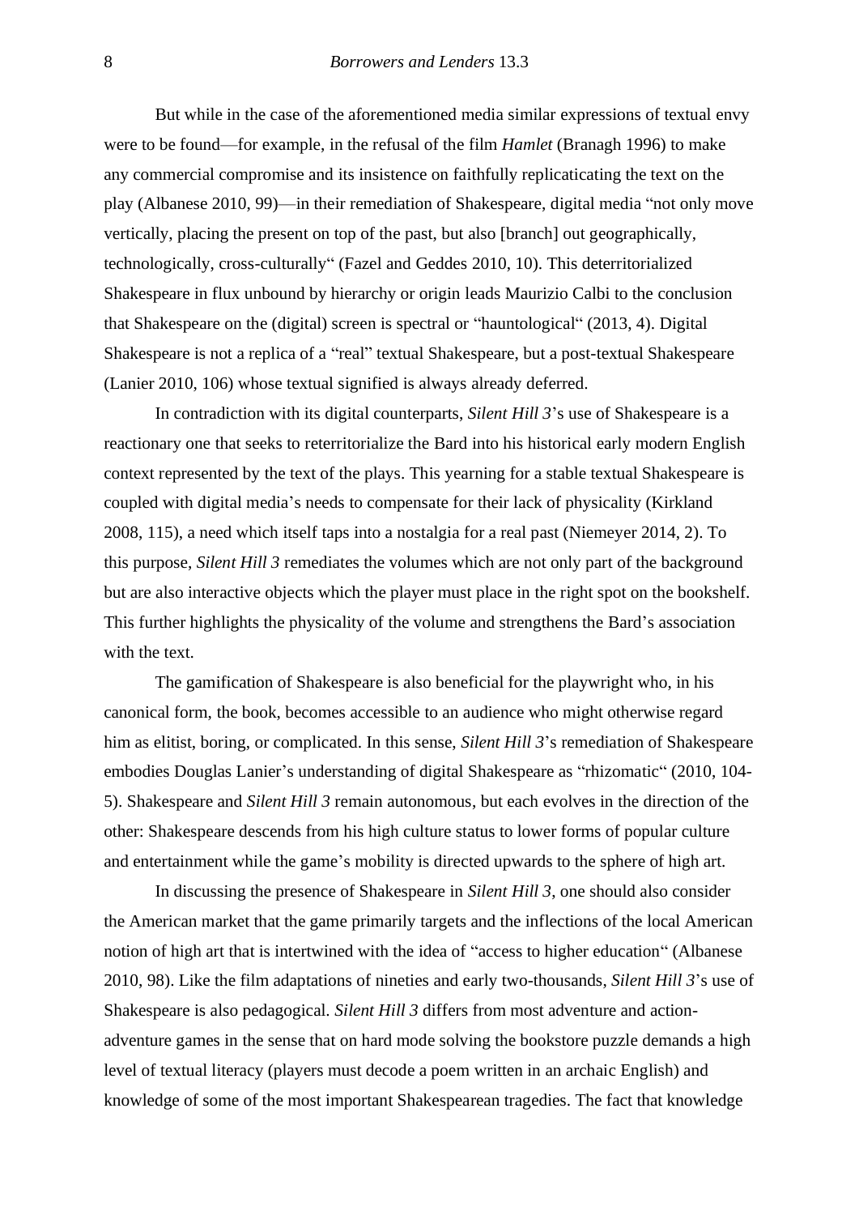But while in the case of the aforementioned media similar expressions of textual envy were to be found—for example, in the refusal of the film *Hamlet* (Branagh 1996) to make any commercial compromise and its insistence on faithfully replicaticating the text on the play (Albanese 2010, 99)—in their remediation of Shakespeare, digital media "not only move vertically, placing the present on top of the past, but also [branch] out geographically, technologically, cross-culturally" (Fazel and Geddes 2010, 10). This deterritorialized Shakespeare in flux unbound by hierarchy or origin leads Maurizio Calbi to the conclusion that Shakespeare on the (digital) screen is spectral or "hauntological" (2013, 4). Digital Shakespeare is not a replica of a "real" textual Shakespeare, but a post-textual Shakespeare (Lanier 2010, 106) whose textual signified is always already deferred.

In contradiction with its digital counterparts, *Silent Hill 3*'s use of Shakespeare is a reactionary one that seeks to reterritorialize the Bard into his historical early modern English context represented by the text of the plays. This yearning for a stable textual Shakespeare is coupled with digital media's needs to compensate for their lack of physicality (Kirkland 2008, 115), a need which itself taps into a nostalgia for a real past (Niemeyer 2014, 2). To this purpose, *Silent Hill 3* remediates the volumes which are not only part of the background but are also interactive objects which the player must place in the right spot on the bookshelf. This further highlights the physicality of the volume and strengthens the Bard's association with the text.

The gamification of Shakespeare is also beneficial for the playwright who, in his canonical form, the book, becomes accessible to an audience who might otherwise regard him as elitist, boring, or complicated. In this sense, *Silent Hill 3*'s remediation of Shakespeare embodies Douglas Lanier's understanding of digital Shakespeare as "rhizomatic" (2010, 104-5). Shakespeare and *Silent Hill 3* remain autonomous, but each evolves in the direction of the other: Shakespeare descends from his high culture status to lower forms of popular culture and entertainment while the game's mobility is directed upwards to the sphere of high art.

In discussing the presence of Shakespeare in *Silent Hill 3*, one should also consider the American market that the game primarily targets and the inflections of the local American notion of high art that is intertwined with the idea of "access to higher education" (Albanese 2010, 98). Like the film adaptations of nineties and early two-thousands, *Silent Hill 3*'s use of Shakespeare is also pedagogical. *Silent Hill 3* differs from most adventure and action-adventure games in the sense that on hard mode solving the bookstore puzzle demands a high level of textual literacy (players must decode a poem written in an archaic English) and knowledge of some of the most important Shakespearean tragedies. The fact that knowledge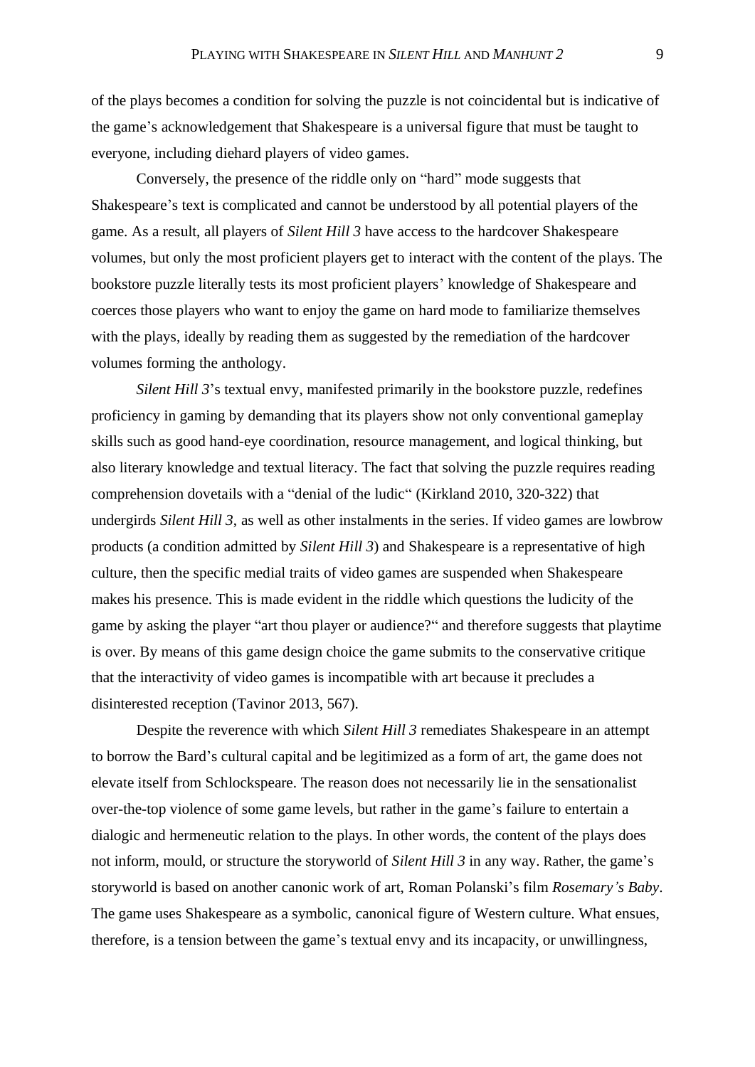of the plays becomes a condition for solving the puzzle is not coincidental but is indicative of the game's acknowledgement that Shakespeare is a universal figure that must be taught to everyone, including diehard players of video games.

Conversely, the presence of the riddle only on "hard" mode suggests that Shakespeare's text is complicated and cannot be understood by all potential players of the game. As a result, all players of *Silent Hill 3* have access to the hardcover Shakespeare volumes, but only the most proficient players get to interact with the content of the plays. The bookstore puzzle literally tests its most proficient players' knowledge of Shakespeare and coerces those players who want to enjoy the game on hard mode to familiarize themselves with the plays, ideally by reading them as suggested by the remediation of the hardcover volumes forming the anthology.

*Silent Hill 3*'s textual envy, manifested primarily in the bookstore puzzle, redefines proficiency in gaming by demanding that its players show not only conventional gameplay skills such as good hand-eye coordination, resource management, and logical thinking, but also literary knowledge and textual literacy. The fact that solving the puzzle requires reading comprehension dovetails with a "denial of the ludic" (Kirkland 2010, 320-322) that undergirds *Silent Hill 3*, as well as other instalments in the series. If video games are lowbrow products (a condition admitted by *Silent Hill 3*) and Shakespeare is a representative of high culture, then the specific medial traits of video games are suspended when Shakespeare makes his presence. This is made evident in the riddle which questions the ludicity of the game by asking the player "art thou player or audience?" and therefore suggests that playtime is over. By means of this game design choice the game submits to the conservative critique that the interactivity of video games is incompatible with art because it precludes a disinterested reception (Tavinor 2013, 567).

Despite the reverence with which *Silent Hill 3* remediates Shakespeare in an attempt to borrow the Bard's cultural capital and be legitimized as a form of art, the game does not elevate itself from Schlockspeare. The reason does not necessarily lie in the sensationalist over-the-top violence of some game levels, but rather in the game's failure to entertain a dialogic and hermeneutic relation to the plays. In other words, the content of the plays does not inform, mould, or structure the storyworld of *Silent Hill 3* in any way. Rather, the game's storyworld is based on another canonic work of art, Roman Polanski's film *Rosemary's Baby*. The game uses Shakespeare as a symbolic, canonical figure of Western culture. What ensues, therefore, is a tension between the game's textual envy and its incapacity, or unwillingness,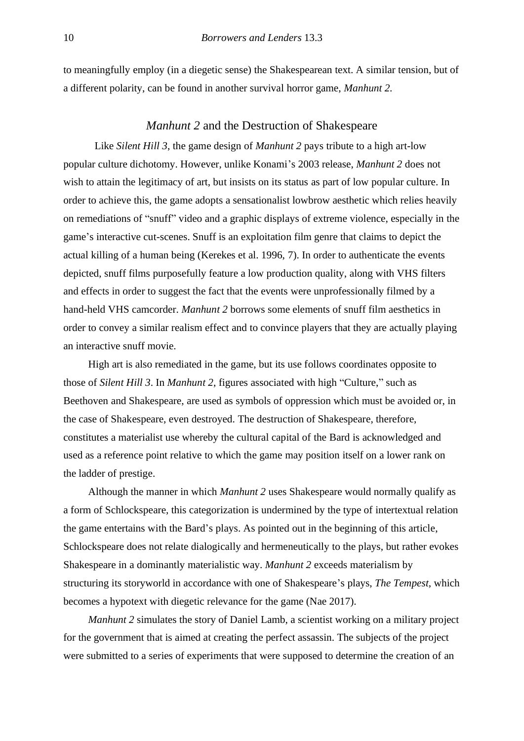to meaningfully employ (in a diegetic sense) the Shakespearean text. A similar tension, but of a different polarity, can be found in another survival horror game, *Manhunt 2*.

## *Manhunt 2* and the Destruction of Shakespeare

Like *Silent Hill 3*, the game design of *Manhunt 2* pays tribute to a high art-low popular culture dichotomy. However, unlike Konami's 2003 release, *Manhunt 2* does not wish to attain the legitimacy of art, but insists on its status as part of low popular culture. In order to achieve this, the game adopts a sensationalist lowbrow aesthetic which relies heavily on remediations of "snuff" video and a graphic displays of extreme violence, especially in the game's interactive cut-scenes. Snuff is an exploitation film genre that claims to depict the actual killing of a human being (Kerekes et al. 1996, 7). In order to authenticate the events depicted, snuff films purposefully feature a low production quality, along with VHS filters and effects in order to suggest the fact that the events were unprofessionally filmed by a hand-held VHS camcorder. *Manhunt 2* borrows some elements of snuff film aesthetics in order to convey a similar realism effect and to convince players that they are actually playing an interactive snuff movie.

High art is also remediated in the game, but its use follows coordinates opposite to those of *Silent Hill 3*. In *Manhunt 2*, figures associated with high "Culture," such as Beethoven and Shakespeare, are used as symbols of oppression which must be avoided or, in the case of Shakespeare, even destroyed. The destruction of Shakespeare, therefore, constitutes a materialist use whereby the cultural capital of the Bard is acknowledged and used as a reference point relative to which the game may position itself on a lower rank on the ladder of prestige.

Although the manner in which *Manhunt 2* uses Shakespeare would normally qualify as a form of Schlockspeare, this categorization is undermined by the type of intertextual relation the game entertains with the Bard's plays. As pointed out in the beginning of this article, Schlockspeare does not relate dialogically and hermeneutically to the plays, but rather evokes Shakespeare in a dominantly materialistic way. *Manhunt 2* exceeds materialism by structuring its storyworld in accordance with one of Shakespeare's plays, *The Tempest*, which becomes a hypotext with diegetic relevance for the game (Nae 2017).

*Manhunt 2* simulates the story of Daniel Lamb, a scientist working on a military project for the government that is aimed at creating the perfect assassin. The subjects of the project were submitted to a series of experiments that were supposed to determine the creation of an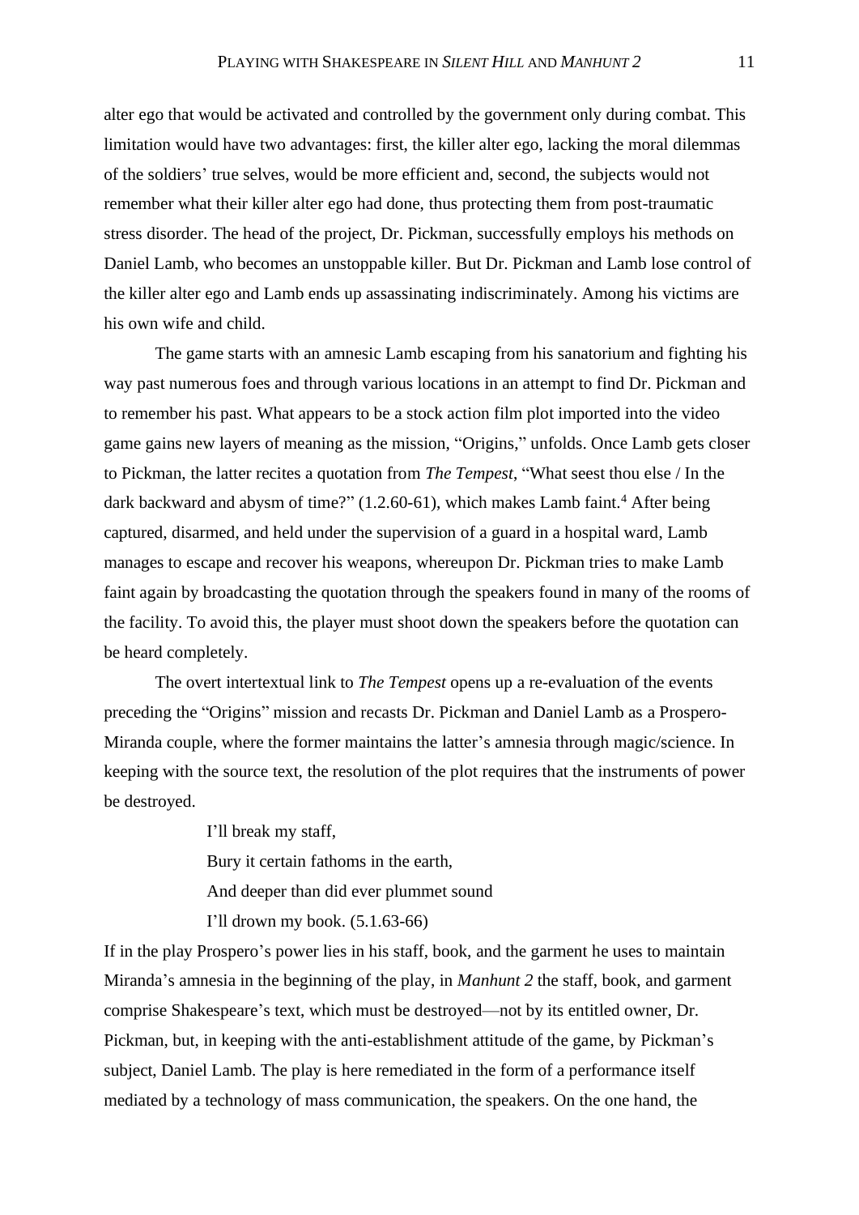alter ego that would be activated and controlled by the government only during combat. This limitation would have two advantages: first, the killer alter ego, lacking the moral dilemmas of the soldiers' true selves, would be more efficient and, second, the subjects would not remember what their killer alter ego had done, thus protecting them from post-traumatic stress disorder. The head of the project, Dr. Pickman, successfully employs his methods on Daniel Lamb, who becomes an unstoppable killer. But Dr. Pickman and Lamb lose control of the killer alter ego and Lamb ends up assassinating indiscriminately. Among his victims are his own wife and child.

The game starts with an amnesic Lamb escaping from his sanatorium and fighting his way past numerous foes and through various locations in an attempt to find Dr. Pickman and to remember his past. What appears to be a stock action film plot imported into the video game gains new layers of meaning as the mission, "Origins," unfolds. Once Lamb gets closer to Pickman, the latter recites a quotation from *The Tempest*, "What seest thou else / In the dark backward and abysm of time?" (1.2.60-61), which makes Lamb faint.[4] After being captured, disarmed, and held under the supervision of a guard in a hospital ward, Lamb manages to escape and recover his weapons, whereupon Dr. Pickman tries to make Lamb faint again by broadcasting the quotation through the speakers found in many of the rooms of the facility. To avoid this, the player must shoot down the speakers before the quotation can be heard completely.

The overt intertextual link to *The Tempest* opens up a re-evaluation of the events preceding the "Origins" mission and recasts Dr. Pickman and Daniel Lamb as a Prospero-Miranda couple, where the former maintains the latter's amnesia through magic/science. In keeping with the source text, the resolution of the plot requires that the instruments of power be destroyed.

> I'll break my staff,
> Bury it certain fathoms in the earth,
> And deeper than did ever plummet sound
> I'll drown my book. (5.1.63-66)

If in the play Prospero's power lies in his staff, book, and the garment he uses to maintain Miranda's amnesia in the beginning of the play, in *Manhunt 2* the staff, book, and garment comprise Shakespeare's text, which must be destroyed—not by its entitled owner, Dr. Pickman, but, in keeping with the anti-establishment attitude of the game, by Pickman's subject, Daniel Lamb. The play is here remediated in the form of a performance itself mediated by a technology of mass communication, the speakers. On the one hand, the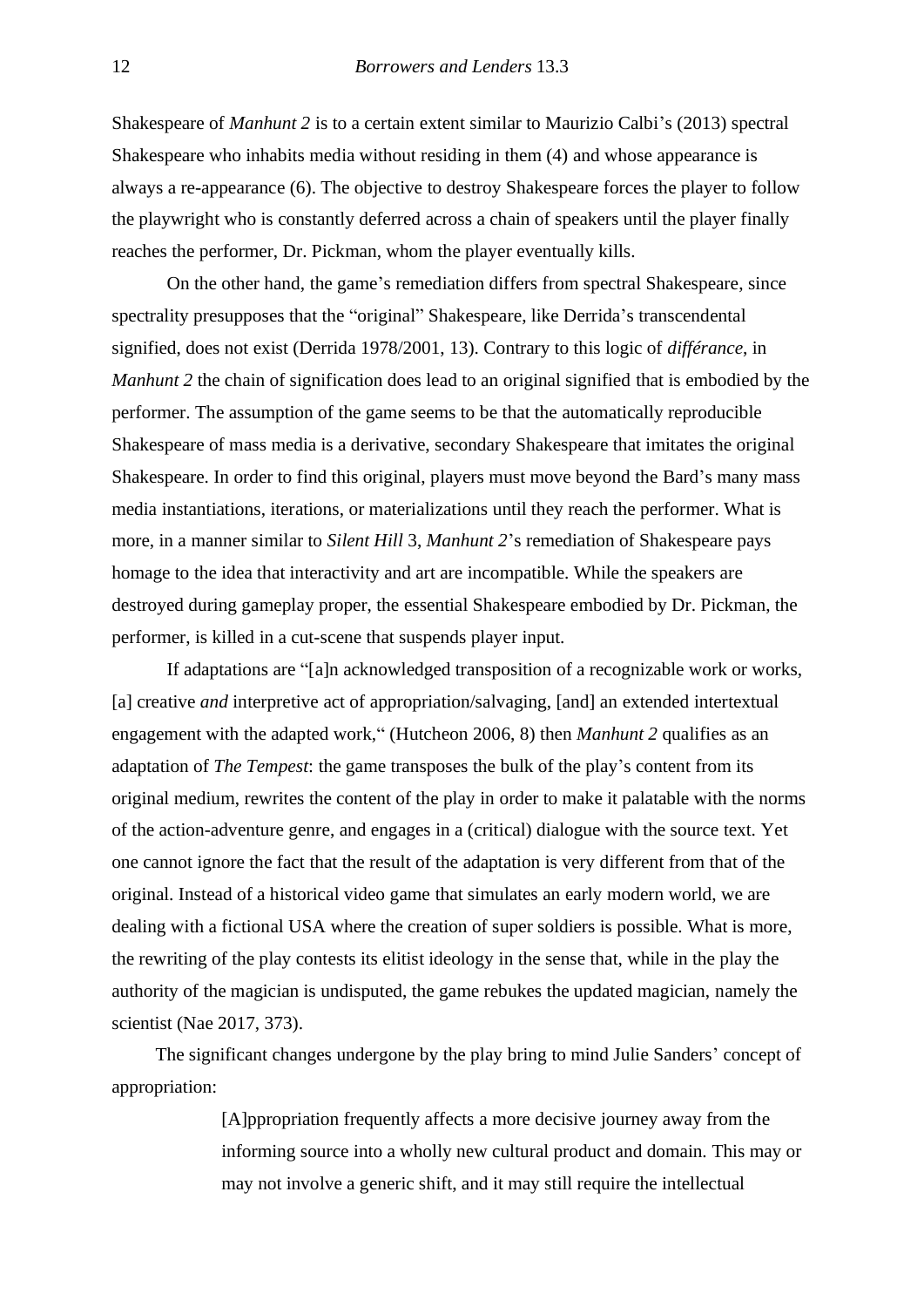Shakespeare of *Manhunt 2* is to a certain extent similar to Maurizio Calbi's (2013) spectral Shakespeare who inhabits media without residing in them (4) and whose appearance is always a re-appearance (6). The objective to destroy Shakespeare forces the player to follow the playwright who is constantly deferred across a chain of speakers until the player finally reaches the performer, Dr. Pickman, whom the player eventually kills.

On the other hand, the game's remediation differs from spectral Shakespeare, since spectrality presupposes that the "original" Shakespeare, like Derrida's transcendental signified, does not exist (Derrida 1978/2001, 13). Contrary to this logic of *différance*, in *Manhunt 2* the chain of signification does lead to an original signified that is embodied by the performer. The assumption of the game seems to be that the automatically reproducible Shakespeare of mass media is a derivative, secondary Shakespeare that imitates the original Shakespeare. In order to find this original, players must move beyond the Bard's many mass media instantiations, iterations, or materializations until they reach the performer. What is more, in a manner similar to *Silent Hill* 3, *Manhunt 2*'s remediation of Shakespeare pays homage to the idea that interactivity and art are incompatible. While the speakers are destroyed during gameplay proper, the essential Shakespeare embodied by Dr. Pickman, the performer, is killed in a cut-scene that suspends player input.

If adaptations are "[a]n acknowledged transposition of a recognizable work or works, [a] creative *and* interpretive act of appropriation/salvaging, [and] an extended intertextual engagement with the adapted work," (Hutcheon 2006, 8) then *Manhunt 2* qualifies as an adaptation of *The Tempest*: the game transposes the bulk of the play's content from its original medium, rewrites the content of the play in order to make it palatable with the norms of the action-adventure genre, and engages in a (critical) dialogue with the source text. Yet one cannot ignore the fact that the result of the adaptation is very different from that of the original. Instead of a historical video game that simulates an early modern world, we are dealing with a fictional USA where the creation of super soldiers is possible. What is more, the rewriting of the play contests its elitist ideology in the sense that, while in the play the authority of the magician is undisputed, the game rebukes the updated magician, namely the scientist (Nae 2017, 373).

The significant changes undergone by the play bring to mind Julie Sanders' concept of appropriation:

> [A]ppropriation frequently affects a more decisive journey away from the informing source into a wholly new cultural product and domain. This may or may not involve a generic shift, and it may still require the intellectual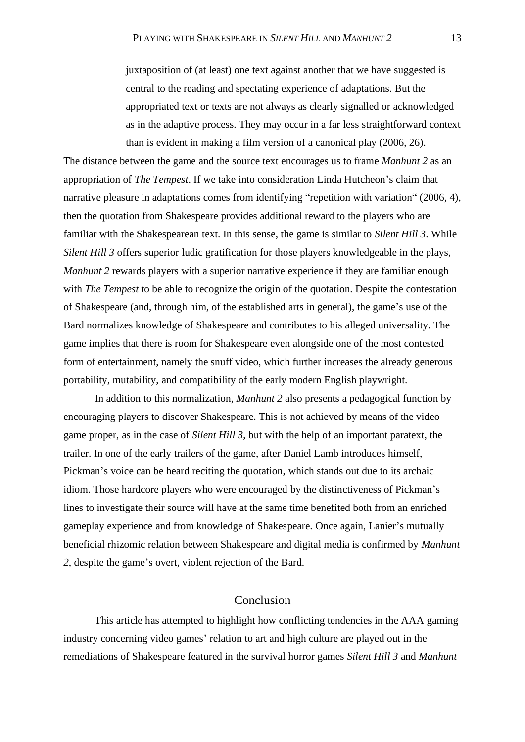> juxtaposition of (at least) one text against another that we have suggested is central to the reading and spectating experience of adaptations. But the appropriated text or texts are not always as clearly signalled or acknowledged as in the adaptive process. They may occur in a far less straightforward context than is evident in making a film version of a canonical play (2006, 26).

The distance between the game and the source text encourages us to frame *Manhunt 2* as an appropriation of *The Tempest*. If we take into consideration Linda Hutcheon's claim that narrative pleasure in adaptations comes from identifying "repetition with variation" (2006, 4), then the quotation from Shakespeare provides additional reward to the players who are familiar with the Shakespearean text. In this sense, the game is similar to *Silent Hill 3*. While *Silent Hill 3* offers superior ludic gratification for those players knowledgeable in the plays, *Manhunt 2* rewards players with a superior narrative experience if they are familiar enough with *The Tempest* to be able to recognize the origin of the quotation. Despite the contestation of Shakespeare (and, through him, of the established arts in general), the game's use of the Bard normalizes knowledge of Shakespeare and contributes to his alleged universality. The game implies that there is room for Shakespeare even alongside one of the most contested form of entertainment, namely the snuff video, which further increases the already generous portability, mutability, and compatibility of the early modern English playwright.

In addition to this normalization, *Manhunt 2* also presents a pedagogical function by encouraging players to discover Shakespeare. This is not achieved by means of the video game proper, as in the case of *Silent Hill 3*, but with the help of an important paratext, the trailer. In one of the early trailers of the game, after Daniel Lamb introduces himself, Pickman's voice can be heard reciting the quotation, which stands out due to its archaic idiom. Those hardcore players who were encouraged by the distinctiveness of Pickman's lines to investigate their source will have at the same time benefited both from an enriched gameplay experience and from knowledge of Shakespeare. Once again, Lanier's mutually beneficial rhizomic relation between Shakespeare and digital media is confirmed by *Manhunt 2*, despite the game's overt, violent rejection of the Bard.

## Conclusion

This article has attempted to highlight how conflicting tendencies in the AAA gaming industry concerning video games' relation to art and high culture are played out in the remediations of Shakespeare featured in the survival horror games *Silent Hill 3* and *Manhunt*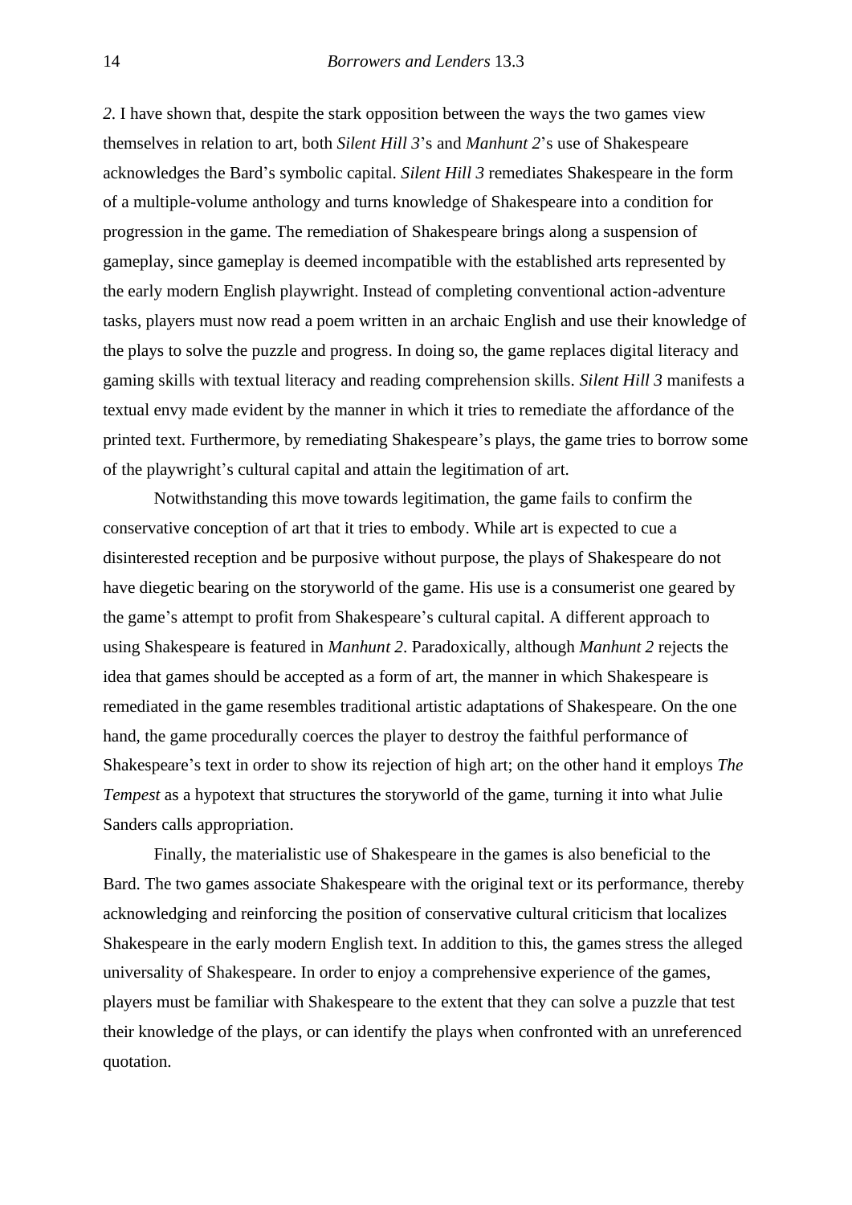*2*. I have shown that, despite the stark opposition between the ways the two games view themselves in relation to art, both *Silent Hill 3*'s and *Manhunt 2*'s use of Shakespeare acknowledges the Bard's symbolic capital. *Silent Hill 3* remediates Shakespeare in the form of a multiple-volume anthology and turns knowledge of Shakespeare into a condition for progression in the game. The remediation of Shakespeare brings along a suspension of gameplay, since gameplay is deemed incompatible with the established arts represented by the early modern English playwright. Instead of completing conventional action-adventure tasks, players must now read a poem written in an archaic English and use their knowledge of the plays to solve the puzzle and progress. In doing so, the game replaces digital literacy and gaming skills with textual literacy and reading comprehension skills. *Silent Hill 3* manifests a textual envy made evident by the manner in which it tries to remediate the affordance of the printed text. Furthermore, by remediating Shakespeare's plays, the game tries to borrow some of the playwright's cultural capital and attain the legitimation of art.

Notwithstanding this move towards legitimation, the game fails to confirm the conservative conception of art that it tries to embody. While art is expected to cue a disinterested reception and be purposive without purpose, the plays of Shakespeare do not have diegetic bearing on the storyworld of the game. His use is a consumerist one geared by the game's attempt to profit from Shakespeare's cultural capital. A different approach to using Shakespeare is featured in *Manhunt 2*. Paradoxically, although *Manhunt 2* rejects the idea that games should be accepted as a form of art, the manner in which Shakespeare is remediated in the game resembles traditional artistic adaptations of Shakespeare. On the one hand, the game procedurally coerces the player to destroy the faithful performance of Shakespeare's text in order to show its rejection of high art; on the other hand it employs *The Tempest* as a hypotext that structures the storyworld of the game, turning it into what Julie Sanders calls appropriation.

Finally, the materialistic use of Shakespeare in the games is also beneficial to the Bard. The two games associate Shakespeare with the original text or its performance, thereby acknowledging and reinforcing the position of conservative cultural criticism that localizes Shakespeare in the early modern English text. In addition to this, the games stress the alleged universality of Shakespeare. In order to enjoy a comprehensive experience of the games, players must be familiar with Shakespeare to the extent that they can solve a puzzle that test their knowledge of the plays, or can identify the plays when confronted with an unreferenced quotation.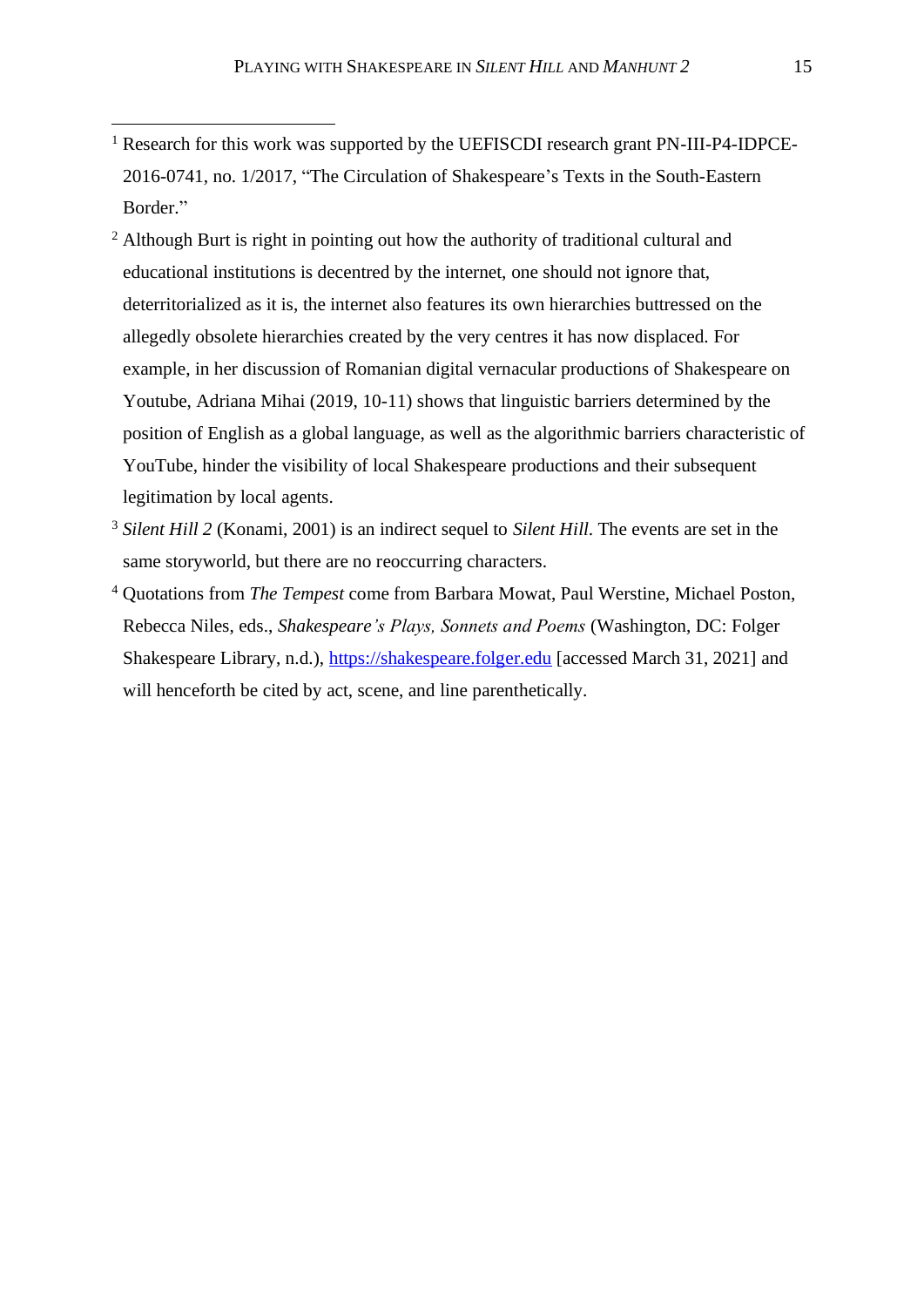[1] Research for this work was supported by the UEFISCDI research grant PN-III-P4-IDPCE-2016-0741, no. 1/2017, "The Circulation of Shakespeare's Texts in the South-Eastern Border."

[2] Although Burt is right in pointing out how the authority of traditional cultural and educational institutions is decentred by the internet, one should not ignore that, deterritorialized as it is, the internet also features its own hierarchies buttressed on the allegedly obsolete hierarchies created by the very centres it has now displaced. For example, in her discussion of Romanian digital vernacular productions of Shakespeare on Youtube, Adriana Mihai (2019, 10-11) shows that linguistic barriers determined by the position of English as a global language, as well as the algorithmic barriers characteristic of YouTube, hinder the visibility of local Shakespeare productions and their subsequent legitimation by local agents.

[3] *Silent Hill 2* (Konami, 2001) is an indirect sequel to *Silent Hill*. The events are set in the same storyworld, but there are no reoccurring characters.

[4] Quotations from *The Tempest* come from Barbara Mowat, Paul Werstine, Michael Poston, Rebecca Niles, eds., *Shakespeare's Plays, Sonnets and Poems* (Washington, DC: Folger Shakespeare Library, n.d.), https://shakespeare.folger.edu [accessed March 31, 2021] and will henceforth be cited by act, scene, and line parenthetically.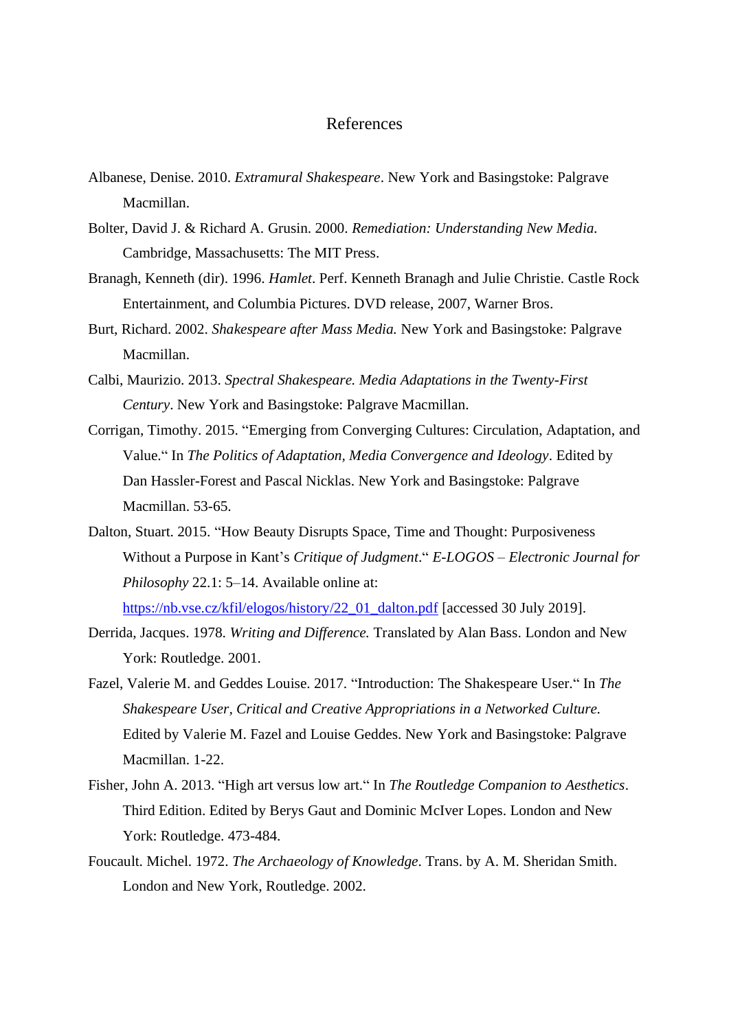# References

Albanese, Denise. 2010. *Extramural Shakespeare*. New York and Basingstoke: Palgrave Macmillan.

Bolter, David J. & Richard A. Grusin. 2000. *Remediation: Understanding New Media.* Cambridge, Massachusetts: The MIT Press.

Branagh, Kenneth (dir). 1996. *Hamlet*. Perf. Kenneth Branagh and Julie Christie. Castle Rock Entertainment, and Columbia Pictures. DVD release, 2007, Warner Bros.

Burt, Richard. 2002. *Shakespeare after Mass Media.* New York and Basingstoke: Palgrave Macmillan.

Calbi, Maurizio. 2013. *Spectral Shakespeare. Media Adaptations in the Twenty-First Century*. New York and Basingstoke: Palgrave Macmillan.

Corrigan, Timothy. 2015. "Emerging from Converging Cultures: Circulation, Adaptation, and Value." In *The Politics of Adaptation, Media Convergence and Ideology*. Edited by Dan Hassler-Forest and Pascal Nicklas. New York and Basingstoke: Palgrave Macmillan. 53-65.

Dalton, Stuart. 2015. "How Beauty Disrupts Space, Time and Thought: Purposiveness Without a Purpose in Kant's *Critique of Judgment*." *E-LOGOS – Electronic Journal for Philosophy* 22.1: 5–14. Available online at: https://nb.vse.cz/kfil/elogos/history/22_01_dalton.pdf [accessed 30 July 2019].

Derrida, Jacques. 1978. *Writing and Difference.* Translated by Alan Bass. London and New York: Routledge. 2001.

Fazel, Valerie M. and Geddes Louise. 2017. "Introduction: The Shakespeare User." In *The Shakespeare User, Critical and Creative Appropriations in a Networked Culture.* Edited by Valerie M. Fazel and Louise Geddes. New York and Basingstoke: Palgrave Macmillan. 1-22.

Fisher, John A. 2013. "High art versus low art." In *The Routledge Companion to Aesthetics*. Third Edition. Edited by Berys Gaut and Dominic McIver Lopes. London and New York: Routledge. 473-484.

Foucault. Michel. 1972. *The Archaeology of Knowledge*. Trans. by A. M. Sheridan Smith. London and New York, Routledge. 2002.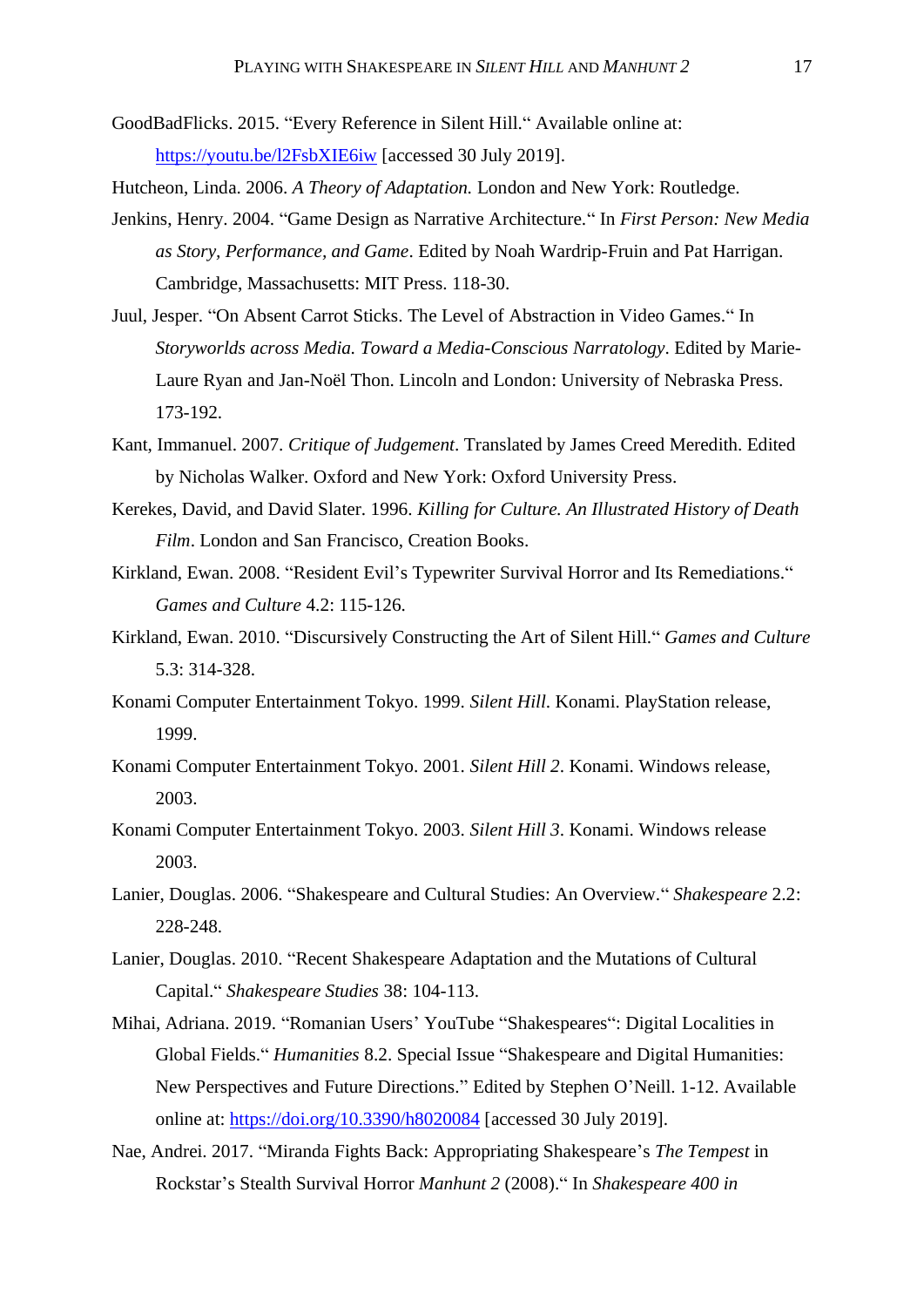GoodBadFlicks. 2015. “Every Reference in Silent Hill.“ Available online at: https://youtu.be/l2FsbXIE6iw [accessed 30 July 2019].

Hutcheon, Linda. 2006. *A Theory of Adaptation.* London and New York: Routledge.

Jenkins, Henry. 2004. “Game Design as Narrative Architecture.“ In *First Person: New Media as Story, Performance, and Game*. Edited by Noah Wardrip-Fruin and Pat Harrigan. Cambridge, Massachusetts: MIT Press. 118-30.

Juul, Jesper. “On Absent Carrot Sticks. The Level of Abstraction in Video Games.“ In *Storyworlds across Media. Toward a Media-Conscious Narratology*. Edited by Marie-Laure Ryan and Jan-Noël Thon. Lincoln and London: University of Nebraska Press. 173-192.

Kant, Immanuel. 2007. *Critique of Judgement*. Translated by James Creed Meredith. Edited by Nicholas Walker. Oxford and New York: Oxford University Press.

Kerekes, David, and David Slater. 1996. *Killing for Culture. An Illustrated History of Death Film*. London and San Francisco, Creation Books.

Kirkland, Ewan. 2008. “Resident Evil’s Typewriter Survival Horror and Its Remediations.“ *Games and Culture* 4.2: 115-126.

Kirkland, Ewan. 2010. “Discursively Constructing the Art of Silent Hill.“ *Games and Culture* 5.3: 314-328.

Konami Computer Entertainment Tokyo. 1999. *Silent Hill*. Konami. PlayStation release, 1999.

Konami Computer Entertainment Tokyo. 2001. *Silent Hill 2*. Konami. Windows release, 2003.

Konami Computer Entertainment Tokyo. 2003. *Silent Hill 3*. Konami. Windows release 2003.

Lanier, Douglas. 2006. “Shakespeare and Cultural Studies: An Overview.“ *Shakespeare* 2.2: 228-248.

Lanier, Douglas. 2010. “Recent Shakespeare Adaptation and the Mutations of Cultural Capital.“ *Shakespeare Studies* 38: 104-113.

Mihai, Adriana. 2019. “Romanian Users’ YouTube “Shakespeares“: Digital Localities in Global Fields.“ *Humanities* 8.2. Special Issue “Shakespeare and Digital Humanities: New Perspectives and Future Directions.” Edited by Stephen O’Neill. 1-12. Available online at: https://doi.org/10.3390/h8020084 [accessed 30 July 2019].

Nae, Andrei. 2017. “Miranda Fights Back: Appropriating Shakespeare’s *The Tempest* in Rockstar’s Stealth Survival Horror *Manhunt 2* (2008).“ In *Shakespeare 400 in*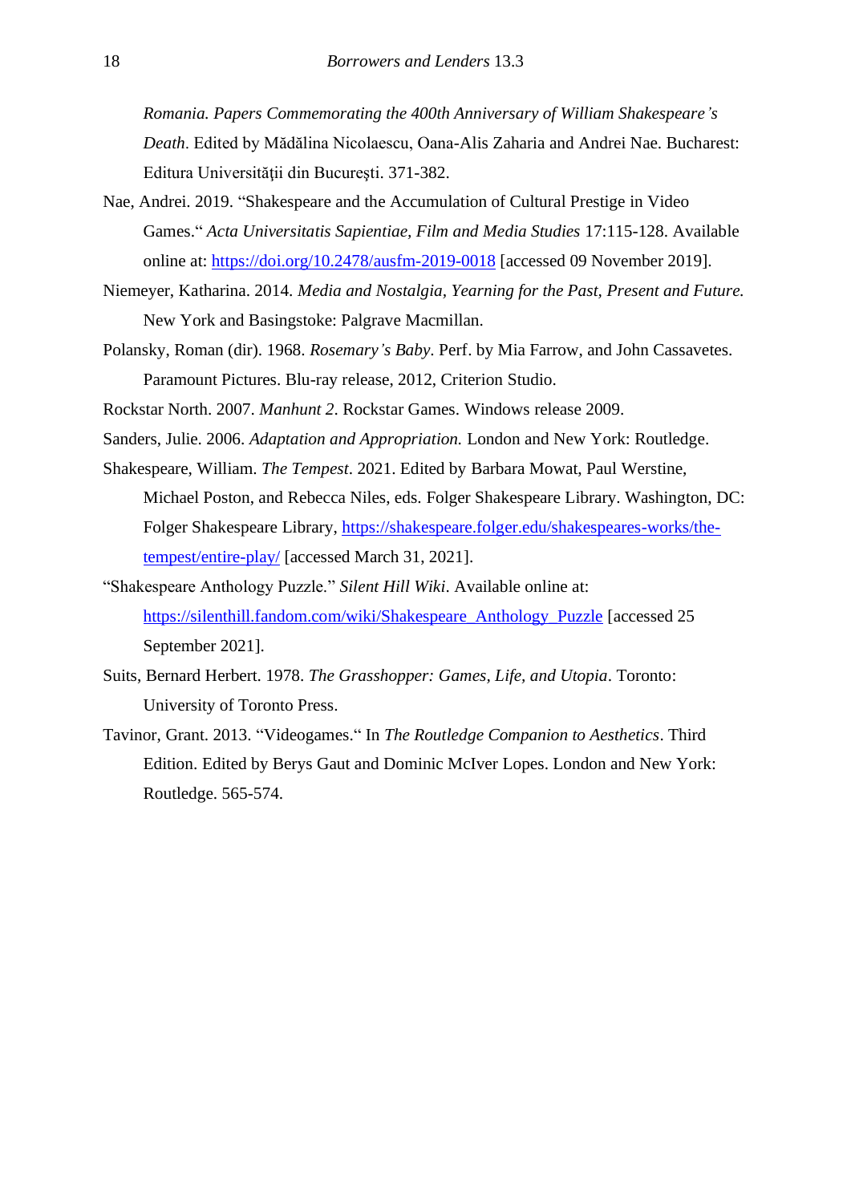*Romania. Papers Commemorating the 400th Anniversary of William Shakespeare's Death*. Edited by Mădălina Nicolaescu, Oana-Alis Zaharia and Andrei Nae. Bucharest: Editura Universităţii din Bucureşti. 371-382.

Nae, Andrei. 2019. "Shakespeare and the Accumulation of Cultural Prestige in Video Games." *Acta Universitatis Sapientiae, Film and Media Studies* 17:115-128. Available online at: https://doi.org/10.2478/ausfm-2019-0018 [accessed 09 November 2019].

Niemeyer, Katharina. 2014. *Media and Nostalgia, Yearning for the Past, Present and Future.* New York and Basingstoke: Palgrave Macmillan.

Polansky, Roman (dir). 1968. *Rosemary's Baby*. Perf. by Mia Farrow, and John Cassavetes. Paramount Pictures. Blu-ray release, 2012, Criterion Studio.

Rockstar North. 2007. *Manhunt 2*. Rockstar Games. Windows release 2009.

Sanders, Julie. 2006. *Adaptation and Appropriation.* London and New York: Routledge.

Shakespeare, William. *The Tempest*. 2021. Edited by Barbara Mowat, Paul Werstine, Michael Poston, and Rebecca Niles, eds. Folger Shakespeare Library. Washington, DC: Folger Shakespeare Library, https://shakespeare.folger.edu/shakespeares-works/the-tempest/entire-play/ [accessed March 31, 2021].

"Shakespeare Anthology Puzzle." *Silent Hill Wiki*. Available online at: https://silenthill.fandom.com/wiki/Shakespeare_Anthology_Puzzle [accessed 25 September 2021].

Suits, Bernard Herbert. 1978. *The Grasshopper: Games, Life, and Utopia*. Toronto: University of Toronto Press.

Tavinor, Grant. 2013. "Videogames." In *The Routledge Companion to Aesthetics*. Third Edition. Edited by Berys Gaut and Dominic McIver Lopes. London and New York: Routledge. 565-574.